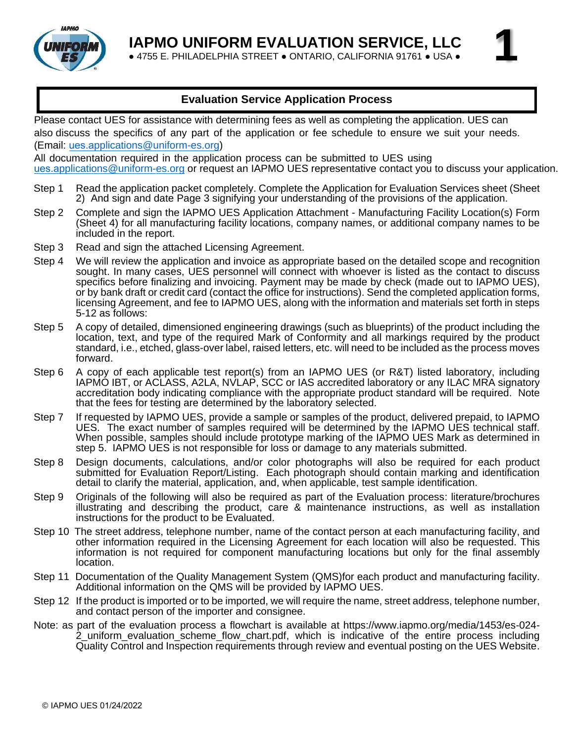# IAPMO UNIFORM EVALUATION SERVICE, LLC

● 4755 E. PHILADELPHIA STREET ● ONTARIO, CALIFORNIA 91761 ● USA ●

**1**

## Evaluation Service Application Process

Please contact UES for assistance with determining fees as well as completing the application. UES can also discuss the specifics of any part of the application or fee schedule to ensure we suit your needs. (Email: ues.applications@uniform-es.org)

All documentation required in the application process can be submitted to UES using ues.applications@uniform-es.org or request an IAPMO UES representative contact you to discuss your application.

Step 1 Read the application packet completely. Complete the Application for Evaluation Services sheet (Sheet 2) And sign and date Page 3 signifying your understanding of the provisions of the application.

Step 2 Complete and sign the IAPMO UES Application Attachment - Manufacturing Facility Location(s) Form (Sheet 4) for all manufacturing facility locations, company names, or additional company names to be included in the report.

Step 3 Read and sign the attached Licensing Agreement.

Step 4 We will review the application and invoice as appropriate based on the detailed scope and recognition sought. In many cases, UES personnel will connect with whoever is listed as the contact to discuss specifics before finalizing and invoicing. Payment may be made by check (made out to IAPMO UES), or by bank draft or credit card (contact the office for instructions). Send the completed application forms, licensing Agreement, and fee to IAPMO UES, along with the information and materials set forth in steps 5-12 as follows:

Step 5 A copy of detailed, dimensioned engineering drawings (such as blueprints) of the product including the location, text, and type of the required Mark of Conformity and all markings required by the product standard, i.e., etched, glass-over label, raised letters, etc. will need to be included as the process moves forward.

Step 6 A copy of each applicable test report(s) from an IAPMO UES (or R&T) listed laboratory, including IAPMO IBT, or ACLASS, A2LA, NVLAP, SCC or IAS accredited laboratory or any ILAC MRA signatory accreditation body indicating compliance with the appropriate product standard will be required. Note that the fees for testing are determined by the laboratory selected.

Step 7 If requested by IAPMO UES, provide a sample or samples of the product, delivered prepaid, to IAPMO UES. The exact number of samples required will be determined by the IAPMO UES technical staff. When possible, samples should include prototype marking of the IAPMO UES Mark as determined in step 5. IAPMO UES is not responsible for loss or damage to any materials submitted.

Step 8 Design documents, calculations, and/or color photographs will also be required for each product submitted for Evaluation Report/Listing. Each photograph should contain marking and identification detail to clarify the material, application, and, when applicable, test sample identification.

Step 9 Originals of the following will also be required as part of the Evaluation process: literature/brochures illustrating and describing the product, care & maintenance instructions, as well as installation instructions for the product to be Evaluated.

Step 10 The street address, telephone number, name of the contact person at each manufacturing facility, and other information required in the Licensing Agreement for each location will also be requested. This information is not required for component manufacturing locations but only for the final assembly location.

Step 11 Documentation of the Quality Management System (QMS)for each product and manufacturing facility. Additional information on the QMS will be provided by IAPMO UES.

Step 12 If the product is imported or to be imported, we will require the name, street address, telephone number, and contact person of the importer and consignee.

Note: as part of the evaluation process a flowchart is available at https://www.iapmo.org/media/1453/es-024-2_uniform_evaluation_scheme_flow_chart.pdf, which is indicative of the entire process including Quality Control and Inspection requirements through review and eventual posting on the UES Website.

© IAPMO UES 01/24/2022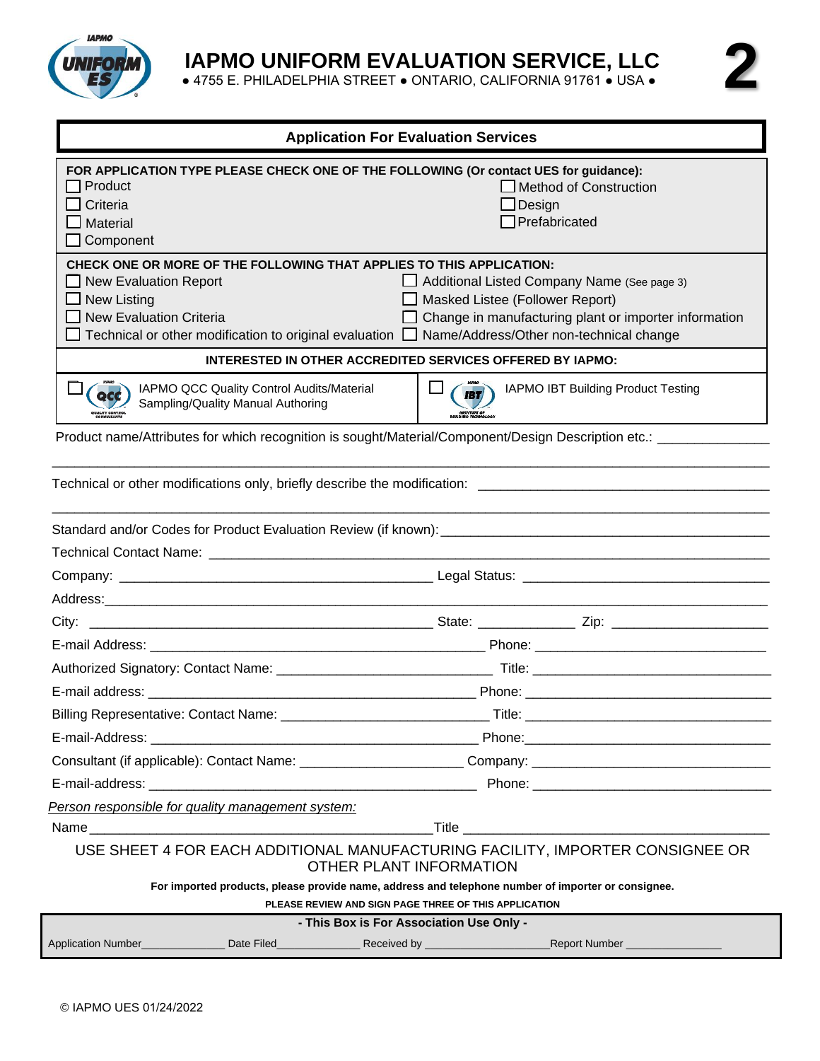# IAPMO UNIFORM EVALUATION SERVICE, LLC

● 4755 E. PHILADELPHIA STREET ● ONTARIO, CALIFORNIA 91761 ● USA ●

## Application For Evaluation Services

**FOR APPLICATION TYPE PLEASE CHECK ONE OF THE FOLLOWING (Or contact UES for guidance):**

- ☐ Product
- ☐ Criteria
- ☐ Material
- ☐ Component
- ☐ Method of Construction
- ☐ Design
- ☐ Prefabricated

**CHECK ONE OR MORE OF THE FOLLOWING THAT APPLIES TO THIS APPLICATION:**

- ☐ New Evaluation Report
- ☐ New Listing
- ☐ New Evaluation Criteria
- ☐ Technical or other modification to original evaluation
- ☐ Additional Listed Company Name (See page 3)
- ☐ Masked Listee (Follower Report)
- ☐ Change in manufacturing plant or importer information
- ☐ Name/Address/Other non-technical change

**INTERESTED IN OTHER ACCREDITED SERVICES OFFERED BY IAPMO:**

- ☐ IAPMO QCC Quality Control Audits/Material Sampling/Quality Manual Authoring
- ☐ IAPMO IBT Building Product Testing

Product name/Attributes for which recognition is sought/Material/Component/Design Description etc.: ______________

______________________________________________________________________________

Technical or other modifications only, briefly describe the modification: ______________________________________

______________________________________________________________________________

Standard and/or Codes for Product Evaluation Review (if known): ___________________________________________

Technical Contact Name: __________________________________________________________________________

Company: ___________________________________________ Legal Status: _________________________________

Address: ________________________________________________________________________________________

City: ______________________________________________ State: _____________ Zip: _____________________

E-mail Address: _____________________________________________ Phone: ______________________________

Authorized Signatory: Contact Name: _____________________________ Title: _______________________________

E-mail address: ____________________________________________ Phone: _______________________________

Billing Representative: Contact Name: ___________________________ Title: _______________________________

E-mail-Address: ____________________________________________ Phone: _______________________________

Consultant (if applicable): Contact Name: _____________________ Company: _______________________________

E-mail-address: ____________________________________________ Phone: _______________________________

*Person responsible for quality management system:*

Name _______________________________________________ Title ________________________________________

USE SHEET 4 FOR EACH ADDITIONAL MANUFACTURING FACILITY, IMPORTER CONSIGNEE OR OTHER PLANT INFORMATION

**For imported products, please provide name, address and telephone number of importer or consignee.**

**PLEASE REVIEW AND SIGN PAGE THREE OF THIS APPLICATION**

**- This Box is For Association Use Only -**

Application Number______________ Date Filed_____________ Received by ____________________ Report Number _______________

© IAPMO UES 01/24/2022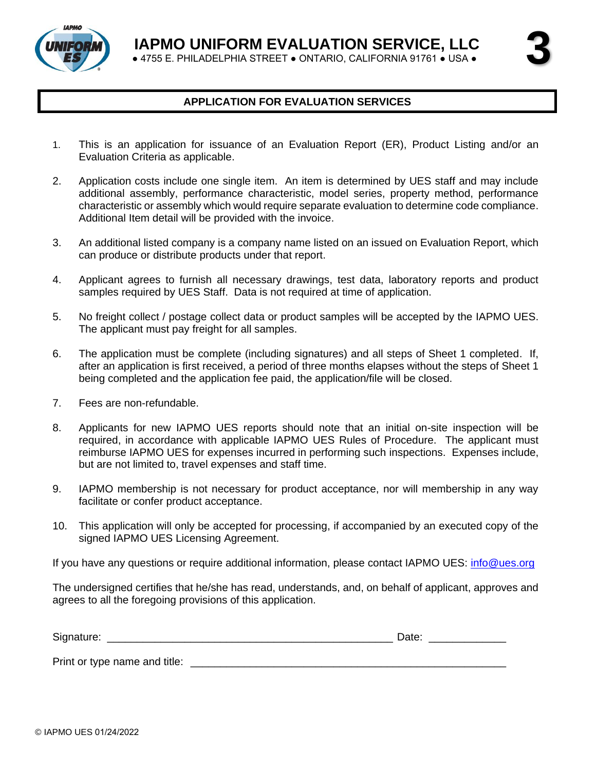# IAPMO UNIFORM EVALUATION SERVICE, LLC

● 4755 E. PHILADELPHIA STREET ● ONTARIO, CALIFORNIA 91761 ● USA ●

**3**

## APPLICATION FOR EVALUATION SERVICES

1. This is an application for issuance of an Evaluation Report (ER), Product Listing and/or an Evaluation Criteria as applicable.

2. Application costs include one single item. An item is determined by UES staff and may include additional assembly, performance characteristic, model series, property method, performance characteristic or assembly which would require separate evaluation to determine code compliance. Additional Item detail will be provided with the invoice.

3. An additional listed company is a company name listed on an issued on Evaluation Report, which can produce or distribute products under that report.

4. Applicant agrees to furnish all necessary drawings, test data, laboratory reports and product samples required by UES Staff. Data is not required at time of application.

5. No freight collect / postage collect data or product samples will be accepted by the IAPMO UES. The applicant must pay freight for all samples.

6. The application must be complete (including signatures) and all steps of Sheet 1 completed. If, after an application is first received, a period of three months elapses without the steps of Sheet 1 being completed and the application fee paid, the application/file will be closed.

7. Fees are non-refundable.

8. Applicants for new IAPMO UES reports should note that an initial on-site inspection will be required, in accordance with applicable IAPMO UES Rules of Procedure. The applicant must reimburse IAPMO UES for expenses incurred in performing such inspections. Expenses include, but are not limited to, travel expenses and staff time.

9. IAPMO membership is not necessary for product acceptance, nor will membership in any way facilitate or confer product acceptance.

10. This application will only be accepted for processing, if accompanied by an executed copy of the signed IAPMO UES Licensing Agreement.

If you have any questions or require additional information, please contact IAPMO UES: info@ues.org

The undersigned certifies that he/she has read, understands, and, on behalf of applicant, approves and agrees to all the foregoing provisions of this application.

Signature: ______________________________________________ Date: _____________

Print or type name and title: ______________________________________________

© IAPMO UES 01/24/2022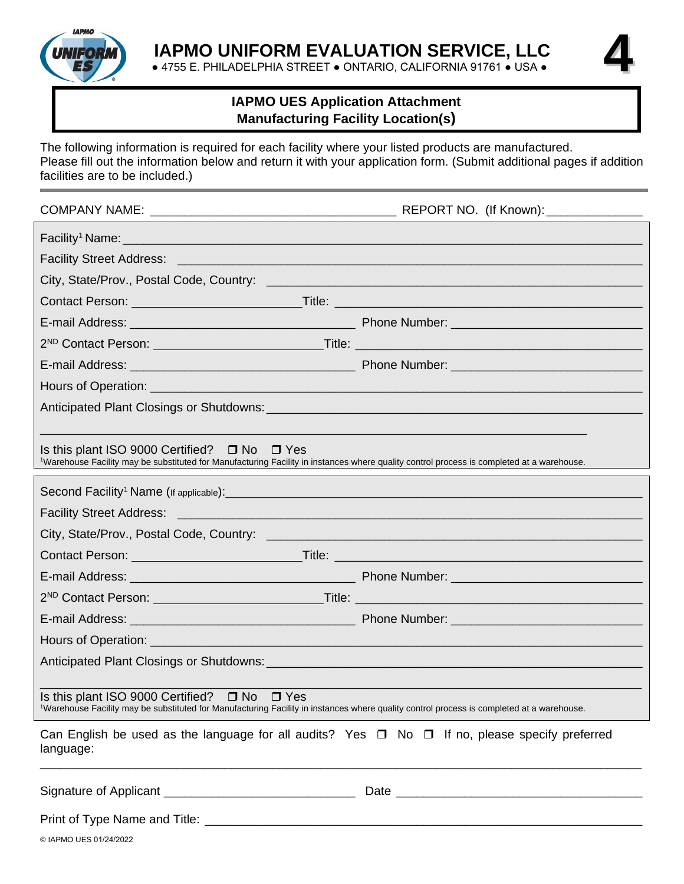# IAPMO UNIFORM EVALUATION SERVICE, LLC

● 4755 E. PHILADELPHIA STREET ● ONTARIO, CALIFORNIA 91761 ● USA ●

**4**

## IAPMO UES Application Attachment
## Manufacturing Facility Location(s)

The following information is required for each facility where your listed products are manufactured.
Please fill out the information below and return it with your application form. (Submit additional pages if addition facilities are to be included.)

---

COMPANY NAME: ___________________________________ REPORT NO. (If Known):______________

Facility[1] Name:_______________________________________________________________________

Facility Street Address: ____________________________________________________________

City, State/Prov., Postal Code, Country: ______________________________________________

Contact Person: ________________________Title: ____________________________________

E-mail Address: _______________________________ Phone Number: _________________________

2ND Contact Person: ________________________Title: _________________________________

E-mail Address: _______________________________ Phone Number: _________________________

Hours of Operation: _______________________________________________________________

Anticipated Plant Closings or Shutdowns:______________________________________________

___________________________________________________________________________

Is this plant ISO 9000 Certified? ❒ No ❒ Yes

[1]Warehouse Facility may be substituted for Manufacturing Facility in instances where quality control process is completed at a warehouse.

---

Second Facility[1] Name (If applicable):_________________________________________________

Facility Street Address: ____________________________________________________________

City, State/Prov., Postal Code, Country: ______________________________________________

Contact Person: ________________________Title: ____________________________________

E-mail Address: _______________________________ Phone Number: _________________________

2ND Contact Person: ________________________Title: _________________________________

E-mail Address: _______________________________ Phone Number: _________________________

Hours of Operation: _______________________________________________________________

Anticipated Plant Closings or Shutdowns:______________________________________________

___________________________________________________________________________

Is this plant ISO 9000 Certified? ❒ No ❒ Yes

[1]Warehouse Facility may be substituted for Manufacturing Facility in instances where quality control process is completed at a warehouse.

---

Can English be used as the language for all audits? Yes ❒ No ❒ If no, please specify preferred language:

___________________________________________________________________________

Signature of Applicant ___________________________ Date ___________________________________

Print of Type Name and Title: ___________________________________________________________

© IAPMO UES 01/24/2022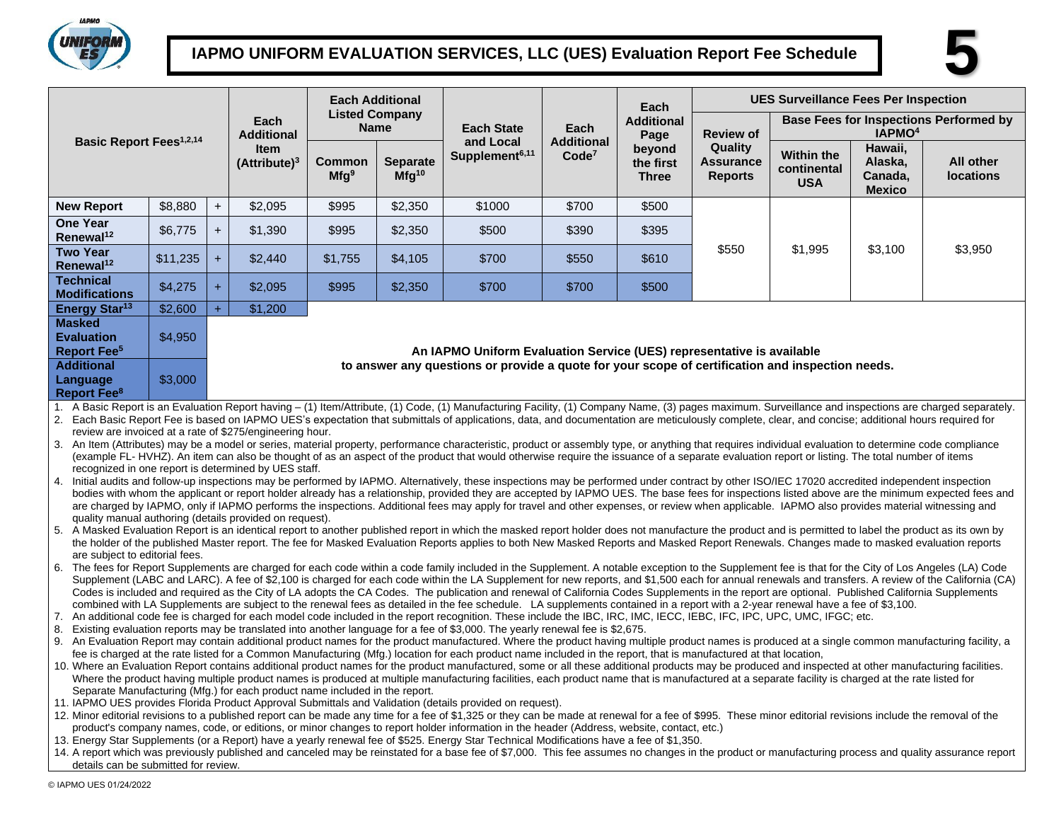# IAPMO UNIFORM EVALUATION SERVICES, LLC (UES) Evaluation Report Fee Schedule

| Basic Report Fees[1,2,14] | | | Each Additional Item (Attribute)[3] | Each Additional Listed Company Name | | Each State and Local Supplement[6,11] | Each Additional Code[7] | Each Additional Page beyond the first Three | UES Surveillance Fees Per Inspection | | | |
|---|---|---|---|---|---|---|---|---|---|---|---|---|
| | | | | | | | | | Review of Quality Assurance Reports | Base Fees for Inspections Performed by IAPMO[4] | | |
| | | | | Common Mfg[9] | Separate Mfg[10] | | | | | Within the continental USA | Hawaii, Alaska, Canada, Mexico | All other locations |
| **New Report** | $8,880 | + | $2,095 | $995 | $2,350 | $1000 | $700 | $500 | $550 | $1,995 | $3,100 | $3,950 |
| **One Year Renewal[12]** | $6,775 | + | $1,390 | $995 | $2,350 | $500 | $390 | $395 | | | | |
| **Two Year Renewal[12]** | $11,235 | + | $2,440 | $1,755 | $4,105 | $700 | $550 | $610 | | | | |
| **Technical Modifications** | $4,275 | + | $2,095 | $995 | $2,350 | $700 | $700 | $500 | | | | |
| **Energy Star[13]** | $2,600 | + | $1,200 | | | | | | | | | |
| **Masked Evaluation Report Fee[5]** | $4,950 | | | | | | | | | | | |
| **Additional Language Report Fee[8]** | $3,000 | | | | | | | | | | | |

**An IAPMO Uniform Evaluation Service (UES) representative is available to answer any questions or provide a quote for your scope of certification and inspection needs.**

1. A Basic Report is an Evaluation Report having – (1) Item/Attribute, (1) Code, (1) Manufacturing Facility, (1) Company Name, (3) pages maximum. Surveillance and inspections are charged separately.
2. Each Basic Report Fee is based on IAPMO UES's expectation that submittals of applications, data, and documentation are meticulously complete, clear, and concise; additional hours required for review are invoiced at a rate of $275/engineering hour.
3. An Item (Attributes) may be a model or series, material property, performance characteristic, product or assembly type, or anything that requires individual evaluation to determine code compliance (example FL- HVHZ). An item can also be thought of as an aspect of the product that would otherwise require the issuance of a separate evaluation report or listing. The total number of items recognized in one report is determined by UES staff.
4. Initial audits and follow-up inspections may be performed by IAPMO. Alternatively, these inspections may be performed under contract by other ISO/IEC 17020 accredited independent inspection bodies with whom the applicant or report holder already has a relationship, provided they are accepted by IAPMO UES. The base fees for inspections listed above are the minimum expected fees and are charged by IAPMO, only if IAPMO performs the inspections. Additional fees may apply for travel and other expenses, or review when applicable. IAPMO also provides material witnessing and quality manual authoring (details provided on request).
5. A Masked Evaluation Report is an identical report to another published report in which the masked report holder does not manufacture the product and is permitted to label the product as its own by the holder of the published Master report. The fee for Masked Evaluation Reports applies to both New Masked Reports and Masked Report Renewals. Changes made to masked evaluation reports are subject to editorial fees.
6. The fees for Report Supplements are charged for each code within a code family included in the Supplement. A notable exception to the Supplement fee is that for the City of Los Angeles (LA) Code Supplement (LABC and LARC). A fee of $2,100 is charged for each code within the LA Supplement for new reports, and $1,500 each for annual renewals and transfers. A review of the California (CA) Codes is included and required as the City of LA adopts the CA Codes. The publication and renewal of California Codes Supplements in the report are optional. Published California Supplements combined with LA Supplements are subject to the renewal fees as detailed in the fee schedule. LA supplements contained in a report with a 2-year renewal have a fee of $3,100.
7. An additional code fee is charged for each model code included in the report recognition. These include the IBC, IRC, IMC, IECC, IEBC, IFC, IPC, UPC, UMC, IFGC; etc.
8. Existing evaluation reports may be translated into another language for a fee of $3,000. The yearly renewal fee is $2,675.
9. An Evaluation Report may contain additional product names for the product manufactured. Where the product having multiple product names is produced at a single common manufacturing facility, a fee is charged at the rate listed for a Common Manufacturing (Mfg.) location for each product name included in the report, that is manufactured at that location,
10. Where an Evaluation Report contains additional product names for the product manufactured, some or all these additional products may be produced and inspected at other manufacturing facilities. Where the product having multiple product names is produced at multiple manufacturing facilities, each product name that is manufactured at a separate facility is charged at the rate listed for Separate Manufacturing (Mfg.) for each product name included in the report.
11. IAPMO UES provides Florida Product Approval Submittals and Validation (details provided on request).
12. Minor editorial revisions to a published report can be made any time for a fee of $1,325 or they can be made at renewal for a fee of $995. These minor editorial revisions include the removal of the product's company names, code, or editions, or minor changes to report holder information in the header (Address, website, contact, etc.)
13. Energy Star Supplements (or a Report) have a yearly renewal fee of $525. Energy Star Technical Modifications have a fee of $1,350.
14. A report which was previously published and canceled may be reinstated for a base fee of $7,000. This fee assumes no changes in the product or manufacturing process and quality assurance report details can be submitted for review.

© IAPMO UES 01/24/2022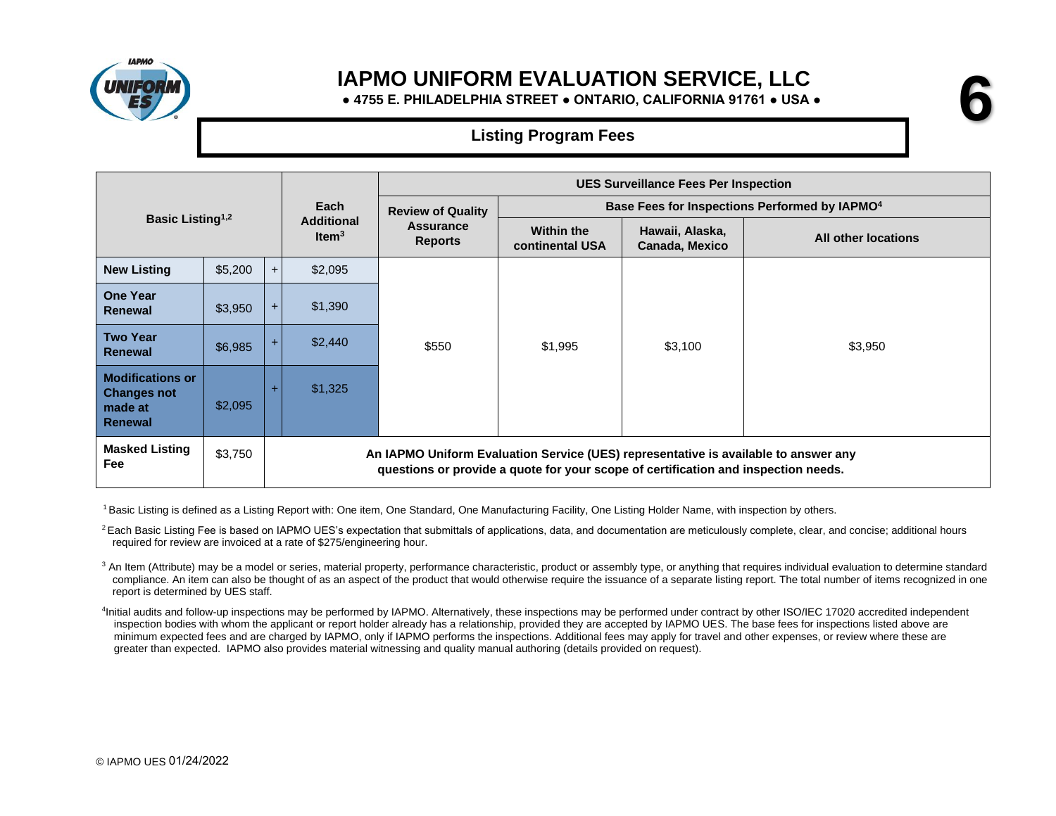# IAPMO UNIFORM EVALUATION SERVICE, LLC

● 4755 E. PHILADELPHIA STREET ● ONTARIO, CALIFORNIA 91761 ● USA ●

## Listing Program Fees

| Basic Listing[1,2] | | | Each Additional Item[3] | UES Surveillance Fees Per Inspection | | | |
|---|---|---|---|---|---|---|---|
| | | | | Review of Quality Assurance Reports | Base Fees for Inspections Performed by IAPMO[4] | | |
| | | | | | Within the continental USA | Hawaii, Alaska, Canada, Mexico | All other locations |
| **New Listing** | $5,200 | + | $2,095 | $550 | $1,995 | $3,100 | $3,950 |
| **One Year Renewal** | $3,950 | + | $1,390 | | | | |
| **Two Year Renewal** | $6,985 | + | $2,440 | | | | |
| **Modifications or Changes not made at Renewal** | $2,095 | + | $1,325 | | | | |
| **Masked Listing Fee** | $3,750 | **An IAPMO Uniform Evaluation Service (UES) representative is available to answer any questions or provide a quote for your scope of certification and inspection needs.** | | | | | |

[1] Basic Listing is defined as a Listing Report with: One item, One Standard, One Manufacturing Facility, One Listing Holder Name, with inspection by others.

[2] Each Basic Listing Fee is based on IAPMO UES's expectation that submittals of applications, data, and documentation are meticulously complete, clear, and concise; additional hours required for review are invoiced at a rate of $275/engineering hour.

[3] An Item (Attribute) may be a model or series, material property, performance characteristic, product or assembly type, or anything that requires individual evaluation to determine standard compliance. An item can also be thought of as an aspect of the product that would otherwise require the issuance of a separate listing report. The total number of items recognized in one report is determined by UES staff.

[4] Initial audits and follow-up inspections may be performed by IAPMO. Alternatively, these inspections may be performed under contract by other ISO/IEC 17020 accredited independent inspection bodies with whom the applicant or report holder already has a relationship, provided they are accepted by IAPMO UES. The base fees for inspections listed above are minimum expected fees and are charged by IAPMO, only if IAPMO performs the inspections. Additional fees may apply for travel and other expenses, or review where these are greater than expected. IAPMO also provides material witnessing and quality manual authoring (details provided on request).

© IAPMO UES 01/24/2022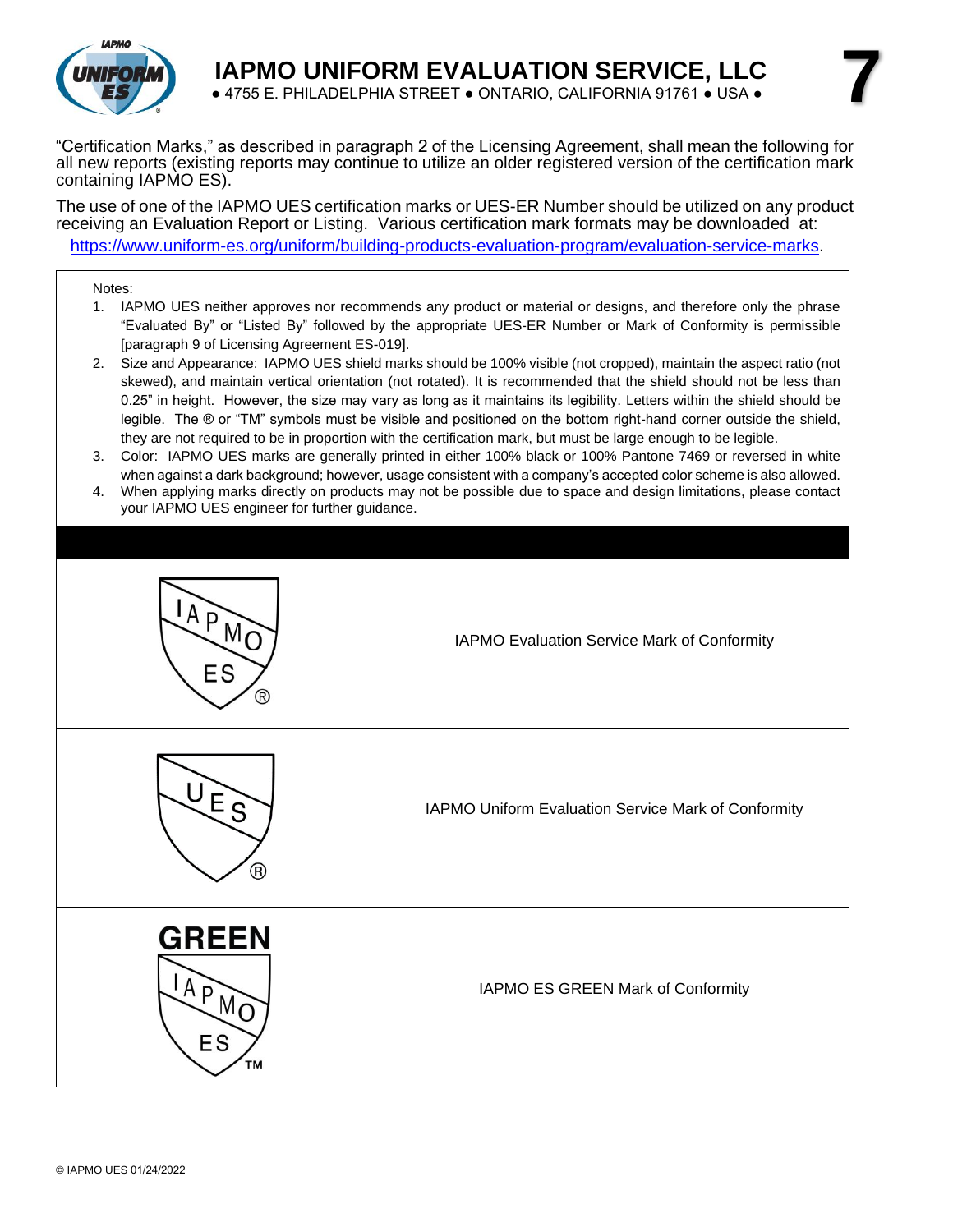"Certification Marks," as described in paragraph 2 of the Licensing Agreement, shall mean the following for all new reports (existing reports may continue to utilize an older registered version of the certification mark containing IAPMO ES).

The use of one of the IAPMO UES certification marks or UES-ER Number should be utilized on any product receiving an Evaluation Report or Listing. Various certification mark formats may be downloaded at: https://www.uniform-es.org/uniform/building-products-evaluation-program/evaluation-service-marks.

Notes:

1. IAPMO UES neither approves nor recommends any product or material or designs, and therefore only the phrase "Evaluated By" or "Listed By" followed by the appropriate UES-ER Number or Mark of Conformity is permissible [paragraph 9 of Licensing Agreement ES-019].
2. Size and Appearance: IAPMO UES shield marks should be 100% visible (not cropped), maintain the aspect ratio (not skewed), and maintain vertical orientation (not rotated). It is recommended that the shield should not be less than 0.25" in height. However, the size may vary as long as it maintains its legibility. Letters within the shield should be legible. The ® or "TM" symbols must be visible and positioned on the bottom right-hand corner outside the shield, they are not required to be in proportion with the certification mark, but must be large enough to be legible.
3. Color: IAPMO UES marks are generally printed in either 100% black or 100% Pantone 7469 or reversed in white when against a dark background; however, usage consistent with a company's accepted color scheme is also allowed.
4. When applying marks directly on products may not be possible due to space and design limitations, please contact your IAPMO UES engineer for further guidance.

| | |
|---|---|
| IAPMO ES ® | IAPMO Evaluation Service Mark of Conformity |
| UES ® | IAPMO Uniform Evaluation Service Mark of Conformity |
| GREEN IAPMO ES ™ | IAPMO ES GREEN Mark of Conformity |

© IAPMO UES 01/24/2022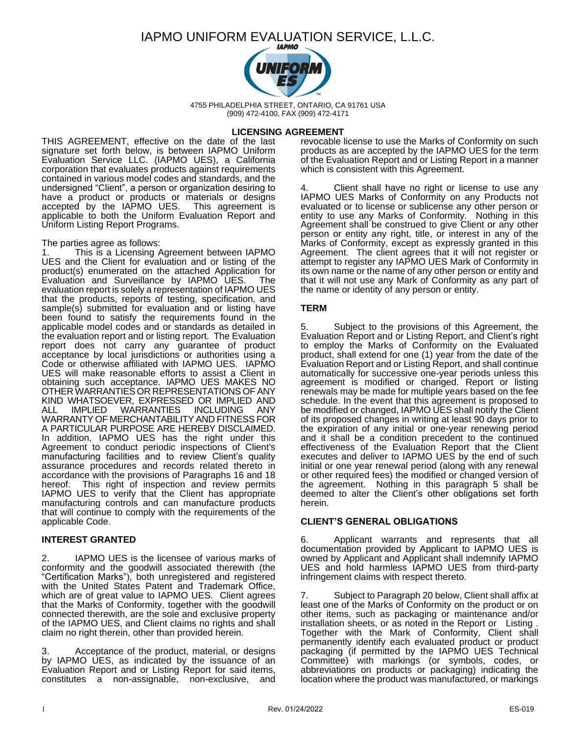# IAPMO UNIFORM EVALUATION SERVICE, L.L.C.

4755 PHILADELPHIA STREET, ONTARIO, CA 91761 USA
(909) 472-4100, FAX (909) 472-4171

## LICENSING AGREEMENT

THIS AGREEMENT, effective on the date of the last signature set forth below, is between IAPMO Uniform Evaluation Service LLC. (IAPMO UES), a California corporation that evaluates products against requirements contained in various model codes and standards, and the undersigned "Client", a person or organization desiring to have a product or products or materials or designs accepted by the IAPMO UES. This agreement is applicable to both the Uniform Evaluation Report and Uniform Listing Report Programs.

The parties agree as follows:

1. This is a Licensing Agreement between IAPMO UES and the Client for evaluation and or listing of the product(s) enumerated on the attached Application for Evaluation and Surveillance by IAPMO UES. The evaluation report is solely a representation of IAPMO UES that the products, reports of testing, specification, and sample(s) submitted for evaluation and or listing have been found to satisfy the requirements found in the applicable model codes and or standards as detailed in the evaluation report and or listing report. The Evaluation report does not carry any guarantee of product acceptance by local jurisdictions or authorities using a Code or otherwise affiliated with IAPMO UES. IAPMO UES will make reasonable efforts to assist a Client in obtaining such acceptance. IAPMO UES MAKES NO OTHER WARRANTIES OR REPRESENTATIONS OF ANY KIND WHATSOEVER, EXPRESSED OR IMPLIED AND ALL IMPLIED WARRANTIES INCLUDING ANY WARRANTY OF MERCHANTABILITY AND FITNESS FOR A PARTICULAR PURPOSE ARE HEREBY DISCLAIMED. In addition, IAPMO UES has the right under this Agreement to conduct periodic inspections of Client's manufacturing facilities and to review Client's quality assurance procedures and records related thereto in accordance with the provisions of Paragraphs 16 and 18 hereof. This right of inspection and review permits IAPMO UES to verify that the Client has appropriate manufacturing controls and can manufacture products that will continue to comply with the requirements of the applicable Code.

### INTEREST GRANTED

2. IAPMO UES is the licensee of various marks of conformity and the goodwill associated therewith (the "Certification Marks"), both unregistered and registered with the United States Patent and Trademark Office, which are of great value to IAPMO UES. Client agrees that the Marks of Conformity, together with the goodwill connected therewith, are the sole and exclusive property of the IAPMO UES, and Client claims no rights and shall claim no right therein, other than provided herein.

3. Acceptance of the product, material, or designs by IAPMO UES, as indicated by the issuance of an Evaluation Report and or Listing Report for said items, constitutes a non-assignable, non-exclusive, and revocable license to use the Marks of Conformity on such products as are accepted by the IAPMO UES for the term of the Evaluation Report and or Listing Report in a manner which is consistent with this Agreement.

4. Client shall have no right or license to use any IAPMO UES Marks of Conformity on any Products not evaluated or to license or sublicense any other person or entity to use any Marks of Conformity. Nothing in this Agreement shall be construed to give Client or any other person or entity any right, title, or interest in any of the Marks of Conformity, except as expressly granted in this Agreement. The client agrees that it will not register or attempt to register any IAPMO UES Mark of Conformity in its own name or the name of any other person or entity and that it will not use any Mark of Conformity as any part of the name or identity of any person or entity.

### TERM

5. Subject to the provisions of this Agreement, the Evaluation Report and or Listing Report, and Client's right to employ the Marks of Conformity on the Evaluated product, shall extend for one (1) year from the date of the Evaluation Report and or Listing Report, and shall continue automatically for successive one-year periods unless this agreement is modified or changed. Report or listing renewals may be made for multiple years based on the fee schedule. In the event that this agreement is proposed to be modified or changed, IAPMO UES shall notify the Client of its proposed changes in writing at least 90 days prior to the expiration of any initial or one-year renewing period and it shall be a condition precedent to the continued effectiveness of the Evaluation Report that the Client executes and deliver to IAPMO UES by the end of such initial or one year renewal period (along with any renewal or other required fees) the modified or changed version of the agreement. Nothing in this paragraph 5 shall be deemed to alter the Client's other obligations set forth herein.

### CLIENT'S GENERAL OBLIGATIONS

6. Applicant warrants and represents that all documentation provided by Applicant to IAPMO UES is owned by Applicant and Applicant shall indemnify IAPMO UES and hold harmless IAPMO UES from third-party infringement claims with respect thereto.

7. Subject to Paragraph 20 below, Client shall affix at least one of the Marks of Conformity on the product or on other items, such as packaging or maintenance and/or installation sheets, or as noted in the Report or Listing . Together with the Mark of Conformity, Client shall permanently identify each evaluated product or product packaging (if permitted by the IAPMO UES Technical Committee) with markings (or symbols, codes, or abbreviations on products or packaging) indicating the location where the product was manufactured, or markings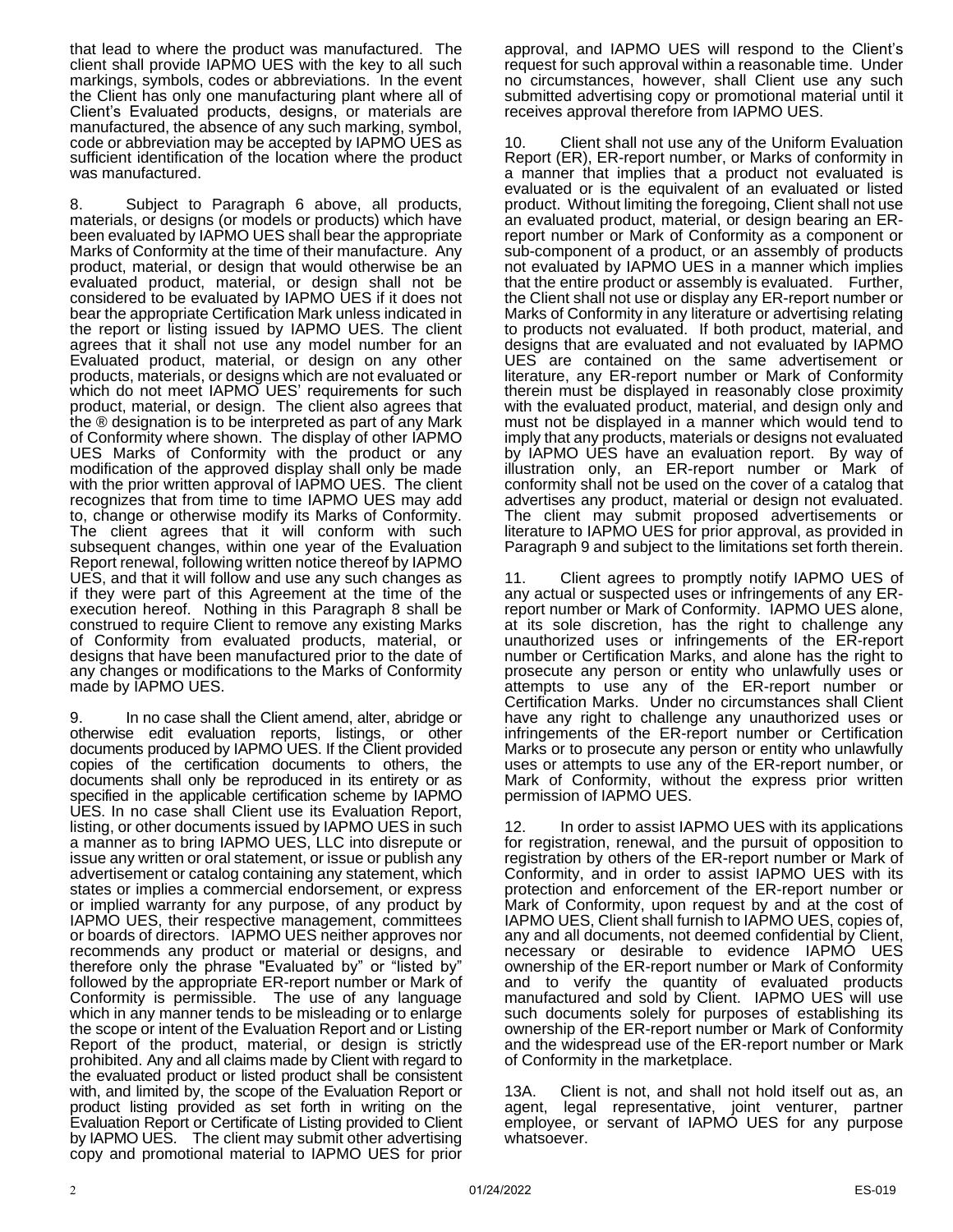that lead to where the product was manufactured. The client shall provide IAPMO UES with the key to all such markings, symbols, codes or abbreviations. In the event the Client has only one manufacturing plant where all of Client's Evaluated products, designs, or materials are manufactured, the absence of any such marking, symbol, code or abbreviation may be accepted by IAPMO UES as sufficient identification of the location where the product was manufactured.

8. Subject to Paragraph 6 above, all products, materials, or designs (or models or products) which have been evaluated by IAPMO UES shall bear the appropriate Marks of Conformity at the time of their manufacture. Any product, material, or design that would otherwise be an evaluated product, material, or design shall not be considered to be evaluated by IAPMO UES if it does not bear the appropriate Certification Mark unless indicated in the report or listing issued by IAPMO UES. The client agrees that it shall not use any model number for an Evaluated product, material, or design on any other products, materials, or designs which are not evaluated or which do not meet IAPMO UES' requirements for such product, material, or design. The client also agrees that the ® designation is to be interpreted as part of any Mark of Conformity where shown. The display of other IAPMO UES Marks of Conformity with the product or any modification of the approved display shall only be made with the prior written approval of IAPMO UES. The client recognizes that from time to time IAPMO UES may add to, change or otherwise modify its Marks of Conformity. The client agrees that it will conform with such subsequent changes, within one year of the Evaluation Report renewal, following written notice thereof by IAPMO UES, and that it will follow and use any such changes as if they were part of this Agreement at the time of the execution hereof. Nothing in this Paragraph 8 shall be construed to require Client to remove any existing Marks of Conformity from evaluated products, material, or designs that have been manufactured prior to the date of any changes or modifications to the Marks of Conformity made by IAPMO UES.

9. In no case shall the Client amend, alter, abridge or otherwise edit evaluation reports, listings, or other documents produced by IAPMO UES. If the Client provided copies of the certification documents to others, the documents shall only be reproduced in its entirety or as specified in the applicable certification scheme by IAPMO UES. In no case shall Client use its Evaluation Report, listing, or other documents issued by IAPMO UES in such a manner as to bring IAPMO UES, LLC into disrepute or issue any written or oral statement, or issue or publish any advertisement or catalog containing any statement, which states or implies a commercial endorsement, or express or implied warranty for any purpose, of any product by IAPMO UES, their respective management, committees or boards of directors. IAPMO UES neither approves nor recommends any product or material or designs, and therefore only the phrase "Evaluated by" or "listed by" followed by the appropriate ER-report number or Mark of Conformity is permissible. The use of any language which in any manner tends to be misleading or to enlarge the scope or intent of the Evaluation Report and or Listing Report of the product, material, or design is strictly prohibited. Any and all claims made by Client with regard to the evaluated product or listed product shall be consistent with, and limited by, the scope of the Evaluation Report or product listing provided as set forth in writing on the Evaluation Report or Certificate of Listing provided to Client by IAPMO UES. The client may submit other advertising copy and promotional material to IAPMO UES for prior approval, and IAPMO UES will respond to the Client's request for such approval within a reasonable time. Under no circumstances, however, shall Client use any such submitted advertising copy or promotional material until it receives approval therefore from IAPMO UES.

10. Client shall not use any of the Uniform Evaluation Report (ER), ER-report number, or Marks of conformity in a manner that implies that a product not evaluated is evaluated or is the equivalent of an evaluated or listed product. Without limiting the foregoing, Client shall not use an evaluated product, material, or design bearing an ER-report number or Mark of Conformity as a component or sub-component of a product, or an assembly of products not evaluated by IAPMO UES in a manner which implies that the entire product or assembly is evaluated. Further, the Client shall not use or display any ER-report number or Marks of Conformity in any literature or advertising relating to products not evaluated. If both product, material, and designs that are evaluated and not evaluated by IAPMO UES are contained on the same advertisement or literature, any ER-report number or Mark of Conformity therein must be displayed in reasonably close proximity with the evaluated product, material, and design only and must not be displayed in a manner which would tend to imply that any products, materials or designs not evaluated by IAPMO UES have an evaluation report. By way of illustration only, an ER-report number or Mark of conformity shall not be used on the cover of a catalog that advertises any product, material or design not evaluated. The client may submit proposed advertisements or literature to IAPMO UES for prior approval, as provided in Paragraph 9 and subject to the limitations set forth therein.

11. Client agrees to promptly notify IAPMO UES of any actual or suspected uses or infringements of any ER-report number or Mark of Conformity. IAPMO UES alone, at its sole discretion, has the right to challenge any unauthorized uses or infringements of the ER-report number or Certification Marks, and alone has the right to prosecute any person or entity who unlawfully uses or attempts to use any of the ER-report number or Certification Marks. Under no circumstances shall Client have any right to challenge any unauthorized uses or infringements of the ER-report number or Certification Marks or to prosecute any person or entity who unlawfully uses or attempts to use any of the ER-report number, or Mark of Conformity, without the express prior written permission of IAPMO UES.

12. In order to assist IAPMO UES with its applications for registration, renewal, and the pursuit of opposition to registration by others of the ER-report number or Mark of Conformity, and in order to assist IAPMO UES with its protection and enforcement of the ER-report number or Mark of Conformity, upon request by and at the cost of IAPMO UES, Client shall furnish to IAPMO UES, copies of, any and all documents, not deemed confidential by Client, necessary or desirable to evidence IAPMO UES ownership of the ER-report number or Mark of Conformity and to verify the quantity of evaluated products manufactured and sold by Client. IAPMO UES will use such documents solely for purposes of establishing its ownership of the ER-report number or Mark of Conformity and the widespread use of the ER-report number or Mark of Conformity in the marketplace.

13A. Client is not, and shall not hold itself out as, an agent, legal representative, joint venturer, partner employee, or servant of IAPMO UES for any purpose whatsoever.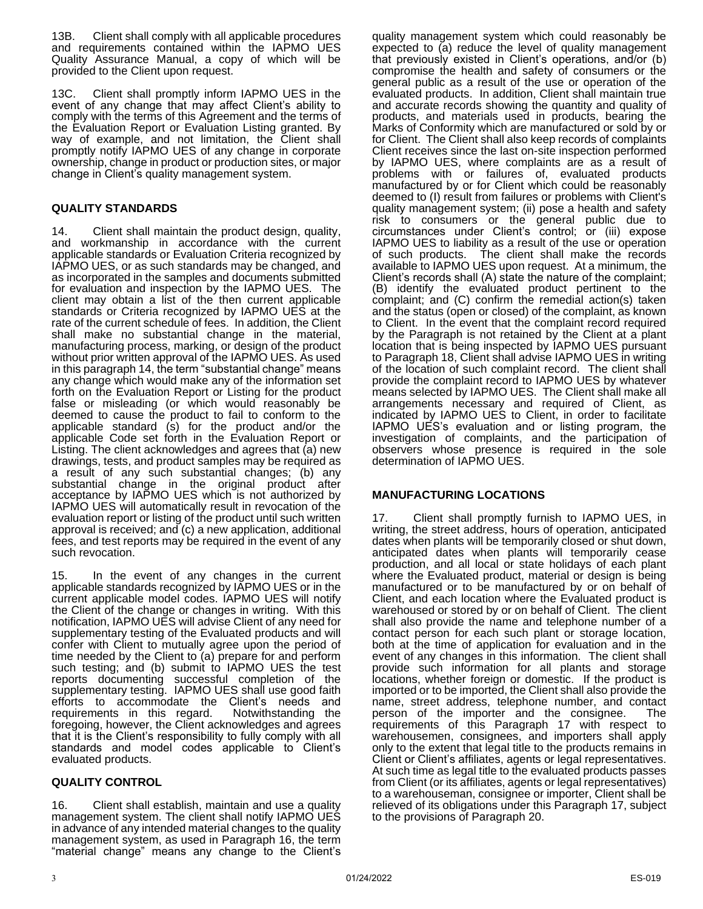13B. Client shall comply with all applicable procedures and requirements contained within the IAPMO UES Quality Assurance Manual, a copy of which will be provided to the Client upon request.

13C. Client shall promptly inform IAPMO UES in the event of any change that may affect Client's ability to comply with the terms of this Agreement and the terms of the Evaluation Report or Evaluation Listing granted. By way of example, and not limitation, the Client shall promptly notify IAPMO UES of any change in corporate ownership, change in product or production sites, or major change in Client's quality management system.

**QUALITY STANDARDS**

14. Client shall maintain the product design, quality, and workmanship in accordance with the current applicable standards or Evaluation Criteria recognized by IAPMO UES, or as such standards may be changed, and as incorporated in the samples and documents submitted for evaluation and inspection by the IAPMO UES. The client may obtain a list of the then current applicable standards or Criteria recognized by IAPMO UES at the rate of the current schedule of fees. In addition, the Client shall make no substantial change in the material, manufacturing process, marking, or design of the product without prior written approval of the IAPMO UES. As used in this paragraph 14, the term "substantial change" means any change which would make any of the information set forth on the Evaluation Report or Listing for the product false or misleading (or which would reasonably be deemed to cause the product to fail to conform to the applicable standard (s) for the product and/or the applicable Code set forth in the Evaluation Report or Listing. The client acknowledges and agrees that (a) new drawings, tests, and product samples may be required as a result of any such substantial changes; (b) any substantial change in the original product after acceptance by IAPMO UES which is not authorized by IAPMO UES will automatically result in revocation of the evaluation report or listing of the product until such written approval is received; and (c) a new application, additional fees, and test reports may be required in the event of any such revocation.

15. In the event of any changes in the current applicable standards recognized by IAPMO UES or in the current applicable model codes. IAPMO UES will notify the Client of the change or changes in writing. With this notification, IAPMO UES will advise Client of any need for supplementary testing of the Evaluated products and will confer with Client to mutually agree upon the period of time needed by the Client to (a) prepare for and perform such testing; and (b) submit to IAPMO UES the test reports documenting successful completion of the supplementary testing. IAPMO UES shall use good faith efforts to accommodate the Client's needs and requirements in this regard. Notwithstanding the foregoing, however, the Client acknowledges and agrees that it is the Client's responsibility to fully comply with all standards and model codes applicable to Client's evaluated products.

**QUALITY CONTROL**

16. Client shall establish, maintain and use a quality management system. The client shall notify IAPMO UES in advance of any intended material changes to the quality management system, as used in Paragraph 16, the term "material change" means any change to the Client's quality management system which could reasonably be expected to (a) reduce the level of quality management that previously existed in Client's operations, and/or (b) compromise the health and safety of consumers or the general public as a result of the use or operation of the evaluated products. In addition, Client shall maintain true and accurate records showing the quantity and quality of products, and materials used in products, bearing the Marks of Conformity which are manufactured or sold by or for Client. The Client shall also keep records of complaints Client receives since the last on-site inspection performed by IAPMO UES, where complaints are as a result of problems with or failures of, evaluated products manufactured by or for Client which could be reasonably deemed to (I) result from failures or problems with Client's quality management system; (ii) pose a health and safety risk to consumers or the general public due to circumstances under Client's control; or (iii) expose IAPMO UES to liability as a result of the use or operation of such products. The client shall make the records available to IAPMO UES upon request. At a minimum, the Client's records shall (A) state the nature of the complaint; (B) identify the evaluated product pertinent to the complaint; and (C) confirm the remedial action(s) taken and the status (open or closed) of the complaint, as known to Client. In the event that the complaint record required by the Paragraph is not retained by the Client at a plant location that is being inspected by IAPMO UES pursuant to Paragraph 18, Client shall advise IAPMO UES in writing of the location of such complaint record. The client shall provide the complaint record to IAPMO UES by whatever means selected by IAPMO UES. The Client shall make all arrangements necessary and required of Client, as indicated by IAPMO UES to Client, in order to facilitate IAPMO UES's evaluation and or listing program, the investigation of complaints, and the participation of observers whose presence is required in the sole determination of IAPMO UES.

**MANUFACTURING LOCATIONS**

17. Client shall promptly furnish to IAPMO UES, in writing, the street address, hours of operation, anticipated dates when plants will be temporarily closed or shut down, anticipated dates when plants will temporarily cease production, and all local or state holidays of each plant where the Evaluated product, material or design is being manufactured or to be manufactured by or on behalf of Client, and each location where the Evaluated product is warehoused or stored by or on behalf of Client. The client shall also provide the name and telephone number of a contact person for each such plant or storage location, both at the time of application for evaluation and in the event of any changes in this information. The client shall provide such information for all plants and storage locations, whether foreign or domestic. If the product is imported or to be imported, the Client shall also provide the name, street address, telephone number, and contact person of the importer and the consignee. The requirements of this Paragraph 17 with respect to warehousemen, consignees, and importers shall apply only to the extent that legal title to the products remains in Client or Client's affiliates, agents or legal representatives. At such time as legal title to the evaluated products passes from Client (or its affiliates, agents or legal representatives) to a warehouseman, consignee or importer, Client shall be relieved of its obligations under this Paragraph 17, subject to the provisions of Paragraph 20.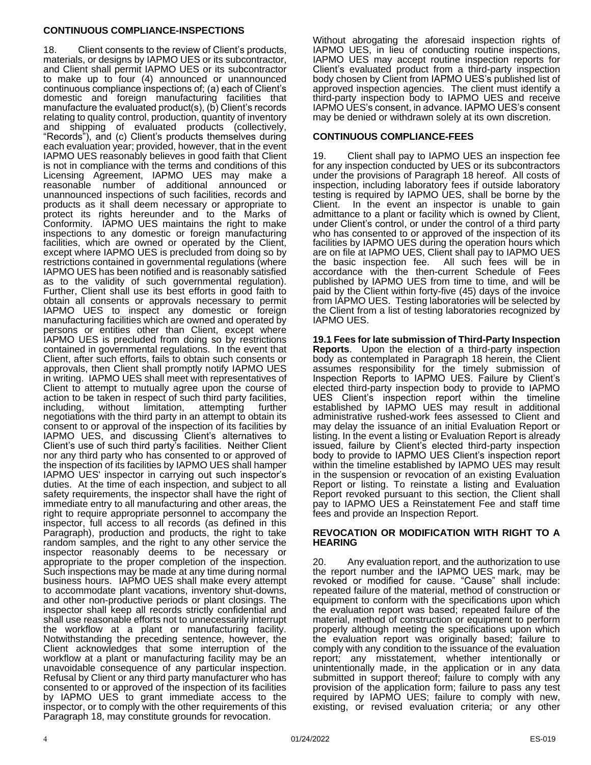## CONTINUOUS COMPLIANCE-INSPECTIONS

18. Client consents to the review of Client's products, materials, or designs by IAPMO UES or its subcontractor, and Client shall permit IAPMO UES or its subcontractor to make up to four (4) announced or unannounced continuous compliance inspections of; (a) each of Client's domestic and foreign manufacturing facilities that manufacture the evaluated product(s), (b) Client's records relating to quality control, production, quantity of inventory and shipping of evaluated products (collectively, "Records"), and (c) Client's products themselves during each evaluation year; provided, however, that in the event IAPMO UES reasonably believes in good faith that Client is not in compliance with the terms and conditions of this Licensing Agreement, IAPMO UES may make a reasonable number of additional announced or unannounced inspections of such facilities, records and products as it shall deem necessary or appropriate to protect its rights hereunder and to the Marks of Conformity. IAPMO UES maintains the right to make inspections to any domestic or foreign manufacturing facilities, which are owned or operated by the Client, except where IAPMO UES is precluded from doing so by restrictions contained in governmental regulations (where IAPMO UES has been notified and is reasonably satisfied as to the validity of such governmental regulation). Further, Client shall use its best efforts in good faith to obtain all consents or approvals necessary to permit IAPMO UES to inspect any domestic or foreign manufacturing facilities which are owned and operated by persons or entities other than Client, except where IAPMO UES is precluded from doing so by restrictions contained in governmental regulations. In the event that Client, after such efforts, fails to obtain such consents or approvals, then Client shall promptly notify IAPMO UES in writing. IAPMO UES shall meet with representatives of Client to attempt to mutually agree upon the course of action to be taken in respect of such third party facilities, including, without limitation, attempting further negotiations with the third party in an attempt to obtain its consent to or approval of the inspection of its facilities by IAPMO UES, and discussing Client's alternatives to Client's use of such third party's facilities. Neither Client nor any third party who has consented to or approved of the inspection of its facilities by IAPMO UES shall hamper IAPMO UES' inspector in carrying out such inspector's duties. At the time of each inspection, and subject to all safety requirements, the inspector shall have the right of immediate entry to all manufacturing and other areas, the right to require appropriate personnel to accompany the inspector, full access to all records (as defined in this Paragraph), production and products, the right to take random samples, and the right to any other service the inspector reasonably deems to be necessary or appropriate to the proper completion of the inspection. Such inspections may be made at any time during normal business hours. IAPMO UES shall make every attempt to accommodate plant vacations, inventory shut-downs, and other non-productive periods or plant closings. The inspector shall keep all records strictly confidential and shall use reasonable efforts not to unnecessarily interrupt the workflow at a plant or manufacturing facility. Notwithstanding the preceding sentence, however, the Client acknowledges that some interruption of the workflow at a plant or manufacturing facility may be an unavoidable consequence of any particular inspection. Refusal by Client or any third party manufacturer who has consented to or approved of the inspection of its facilities by IAPMO UES to grant immediate access to the inspector, or to comply with the other requirements of this Paragraph 18, may constitute grounds for revocation.

Without abrogating the aforesaid inspection rights of IAPMO UES, in lieu of conducting routine inspections, IAPMO UES may accept routine inspection reports for Client's evaluated product from a third-party inspection body chosen by Client from IAPMO UES's published list of approved inspection agencies. The client must identify a third-party inspection body to IAPMO UES and receive IAPMO UES's consent, in advance. IAPMO UES's consent may be denied or withdrawn solely at its own discretion.

## CONTINUOUS COMPLIANCE-FEES

19. Client shall pay to IAPMO UES an inspection fee for any inspection conducted by UES or its subcontractors under the provisions of Paragraph 18 herein. All costs of inspection, including laboratory fees if outside laboratory testing is required by IAPMO UES, shall be borne by the Client. In the event an inspector is unable to gain admittance to a plant or facility which is owned by Client, under Client's control, or under the control of a third party who has consented to or approved of the inspection of its facilities by IAPMO UES during the operation hours which are on file at IAPMO UES, Client shall pay to IAPMO UES the basic inspection fee. All such fees will be in accordance with the then-current Schedule of Fees published by IAPMO UES from time to time, and will be paid by the Client within forty-five (45) days of the invoice from IAPMO UES. Testing laboratories will be selected by the Client from a list of testing laboratories recognized by IAPMO UES.

**19.1 Fees for late submission of Third-Party Inspection Reports**. Upon the election of a third-party inspection body as contemplated in Paragraph 18 herein, the Client assumes responsibility for the timely submission of Inspection Reports to IAPMO UES. Failure by Client's elected third-party inspection body to provide to IAPMO UES Client's inspection report within the timeline established by IAPMO UES may result in additional administrative rushed-work fees assessed to Client and may delay the issuance of an initial Evaluation Report or listing. In the event a listing or Evaluation Report is already issued, failure by Client's elected third-party inspection body to provide to IAPMO UES Client's inspection report within the timeline established by IAPMO UES may result in the suspension or revocation of an existing Evaluation Report or listing. To reinstate a listing and Evaluation Report revoked pursuant to this section, the Client shall pay to IAPMO UES a Reinstatement Fee and staff time fees and provide an Inspection Report.

## REVOCATION OR MODIFICATION WITH RIGHT TO A HEARING

20. Any evaluation report, and the authorization to use the report number and the IAPMO UES mark, may be revoked or modified for cause. "Cause" shall include: repeated failure of the material, method of construction or equipment to conform with the specifications upon which the evaluation report was based; repeated failure of the material, method of construction or equipment to perform properly although meeting the specifications upon which the evaluation report was originally based; failure to comply with any condition to the issuance of the evaluation report; any misstatement, whether intentionally or unintentionally made, in the application or in any data submitted in support thereof; failure to comply with any provision of the application form; failure to pass any test required by IAPMO UES; failure to comply with new, existing, or revised evaluation criteria; or any other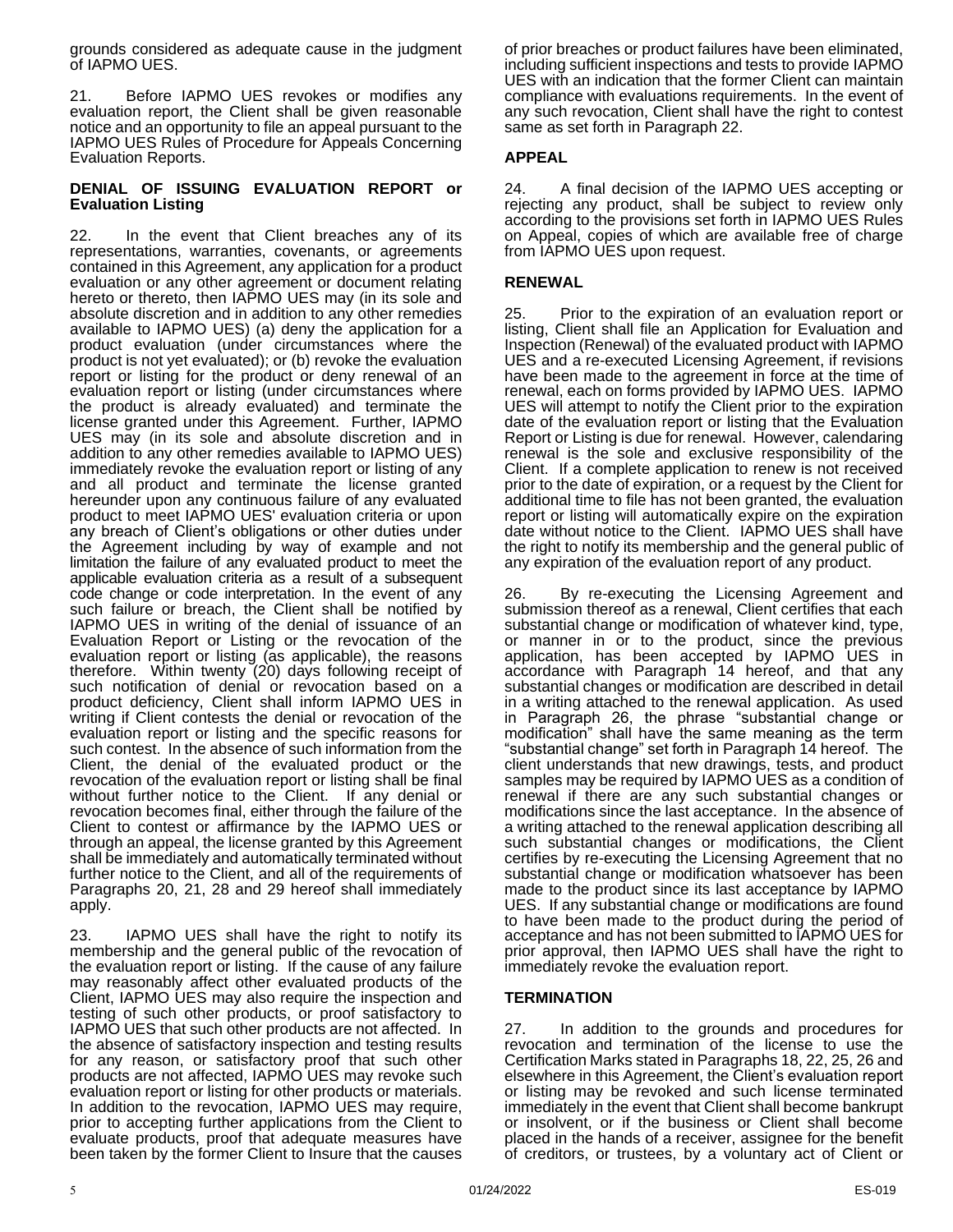grounds considered as adequate cause in the judgment of IAPMO UES.

21. Before IAPMO UES revokes or modifies any evaluation report, the Client shall be given reasonable notice and an opportunity to file an appeal pursuant to the IAPMO UES Rules of Procedure for Appeals Concerning Evaluation Reports.

**DENIAL OF ISSUING EVALUATION REPORT or Evaluation Listing**

22. In the event that Client breaches any of its representations, warranties, covenants, or agreements contained in this Agreement, any application for a product evaluation or any other agreement or document relating hereto or thereto, then IAPMO UES may (in its sole and absolute discretion and in addition to any other remedies available to IAPMO UES) (a) deny the application for a product evaluation (under circumstances where the product is not yet evaluated); or (b) revoke the evaluation report or listing for the product or deny renewal of an evaluation report or listing (under circumstances where the product is already evaluated) and terminate the license granted under this Agreement. Further, IAPMO UES may (in its sole and absolute discretion and in addition to any other remedies available to IAPMO UES) immediately revoke the evaluation report or listing of any and all product and terminate the license granted hereunder upon any continuous failure of any evaluated product to meet IAPMO UES' evaluation criteria or upon any breach of Client's obligations or other duties under the Agreement including by way of example and not limitation the failure of any evaluated product to meet the applicable evaluation criteria as a result of a subsequent code change or code interpretation. In the event of any such failure or breach, the Client shall be notified by IAPMO UES in writing of the denial of issuance of an Evaluation Report or Listing or the revocation of the evaluation report or listing (as applicable), the reasons therefore. Within twenty (20) days following receipt of such notification of denial or revocation based on a product deficiency, Client shall inform IAPMO UES in writing if Client contests the denial or revocation of the evaluation report or listing and the specific reasons for such contest. In the absence of such information from the Client, the denial of the evaluated product or the revocation of the evaluation report or listing shall be final without further notice to the Client. If any denial or revocation becomes final, either through the failure of the Client to contest or affirmance by the IAPMO UES or through an appeal, the license granted by this Agreement shall be immediately and automatically terminated without further notice to the Client, and all of the requirements of Paragraphs 20, 21, 28 and 29 hereof shall immediately apply.

23. IAPMO UES shall have the right to notify its membership and the general public of the revocation of the evaluation report or listing. If the cause of any failure may reasonably affect other evaluated products of the Client, IAPMO UES may also require the inspection and testing of such other products, or proof satisfactory to IAPMO UES that such other products are not affected. In the absence of satisfactory inspection and testing results for any reason, or satisfactory proof that such other products are not affected, IAPMO UES may revoke such evaluation report or listing for other products or materials. In addition to the revocation, IAPMO UES may require, prior to accepting further applications from the Client to evaluate products, proof that adequate measures have been taken by the former Client to Insure that the causes of prior breaches or product failures have been eliminated, including sufficient inspections and tests to provide IAPMO UES with an indication that the former Client can maintain compliance with evaluations requirements. In the event of any such revocation, Client shall have the right to contest same as set forth in Paragraph 22.

**APPEAL**

24. A final decision of the IAPMO UES accepting or rejecting any product, shall be subject to review only according to the provisions set forth in IAPMO UES Rules on Appeal, copies of which are available free of charge from IAPMO UES upon request.

**RENEWAL**

25. Prior to the expiration of an evaluation report or listing, Client shall file an Application for Evaluation and Inspection (Renewal) of the evaluated product with IAPMO UES and a re-executed Licensing Agreement, if revisions have been made to the agreement in force at the time of renewal, each on forms provided by IAPMO UES. IAPMO UES will attempt to notify the Client prior to the expiration date of the evaluation report or listing that the Evaluation Report or Listing is due for renewal. However, calendaring renewal is the sole and exclusive responsibility of the Client. If a complete application to renew is not received prior to the date of expiration, or a request by the Client for additional time to file has not been granted, the evaluation report or listing will automatically expire on the expiration date without notice to the Client. IAPMO UES shall have the right to notify its membership and the general public of any expiration of the evaluation report of any product.

26. By re-executing the Licensing Agreement and submission thereof as a renewal, Client certifies that each substantial change or modification of whatever kind, type, or manner in or to the product, since the previous application, has been accepted by IAPMO UES in accordance with Paragraph 14 hereof, and that any substantial changes or modification are described in detail in a writing attached to the renewal application. As used in Paragraph 26, the phrase "substantial change or modification" shall have the same meaning as the term "substantial change" set forth in Paragraph 14 hereof. The client understands that new drawings, tests, and product samples may be required by IAPMO UES as a condition of renewal if there are any such substantial changes or modifications since the last acceptance. In the absence of a writing attached to the renewal application describing all such substantial changes or modifications, the Client certifies by re-executing the Licensing Agreement that no substantial change or modification whatsoever has been made to the product since its last acceptance by IAPMO UES. If any substantial change or modifications are found to have been made to the product during the period of acceptance and has not been submitted to IAPMO UES for prior approval, then IAPMO UES shall have the right to immediately revoke the evaluation report.

**TERMINATION**

27. In addition to the grounds and procedures for revocation and termination of the license to use the Certification Marks stated in Paragraphs 18, 22, 25, 26 and elsewhere in this Agreement, the Client's evaluation report or listing may be revoked and such license terminated immediately in the event that Client shall become bankrupt or insolvent, or if the business or Client shall become placed in the hands of a receiver, assignee for the benefit of creditors, or trustees, by a voluntary act of Client or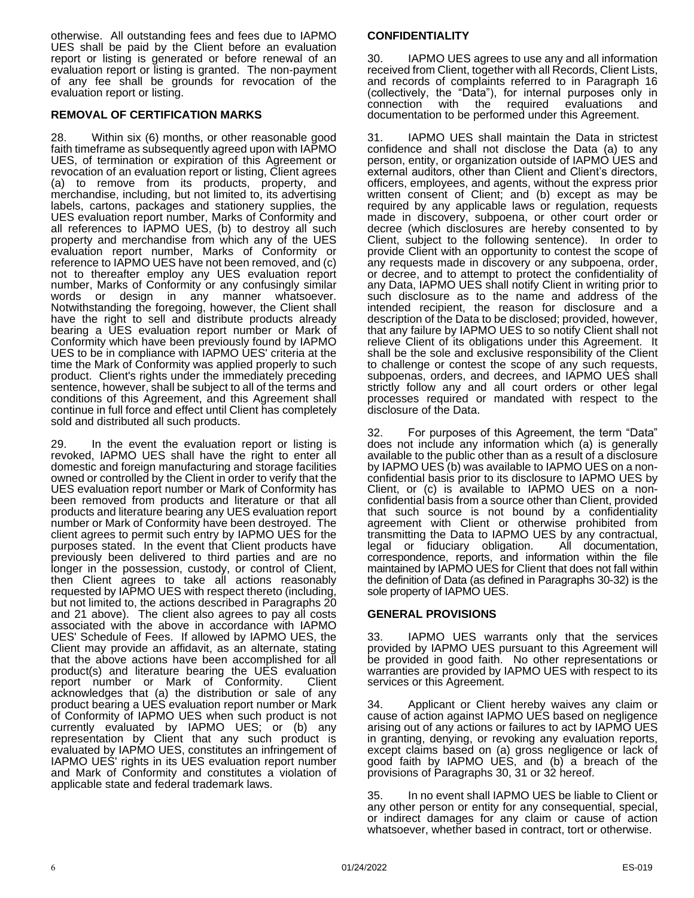otherwise. All outstanding fees and fees due to IAPMO UES shall be paid by the Client before an evaluation report or listing is generated or before renewal of an evaluation report or listing is granted. The non-payment of any fee shall be grounds for revocation of the evaluation report or listing.

## REMOVAL OF CERTIFICATION MARKS

28. Within six (6) months, or other reasonable good faith timeframe as subsequently agreed upon with IAPMO UES, of termination or expiration of this Agreement or revocation of an evaluation report or listing, Client agrees (a) to remove from its products, property, and merchandise, including, but not limited to, its advertising labels, cartons, packages and stationery supplies, the UES evaluation report number, Marks of Conformity and all references to IAPMO UES, (b) to destroy all such property and merchandise from which any of the UES evaluation report number, Marks of Conformity or reference to IAPMO UES have not been removed, and (c) not to thereafter employ any UES evaluation report number, Marks of Conformity or any confusingly similar words or design in any manner whatsoever. Notwithstanding the foregoing, however, the Client shall have the right to sell and distribute products already bearing a UES evaluation report number or Mark of Conformity which have been previously found by IAPMO UES to be in compliance with IAPMO UES' criteria at the time the Mark of Conformity was applied properly to such product. Client's rights under the immediately preceding sentence, however, shall be subject to all of the terms and conditions of this Agreement, and this Agreement shall continue in full force and effect until Client has completely sold and distributed all such products.

29. In the event the evaluation report or listing is revoked, IAPMO UES shall have the right to enter all domestic and foreign manufacturing and storage facilities owned or controlled by the Client in order to verify that the UES evaluation report number or Mark of Conformity has been removed from products and literature or that all products and literature bearing any UES evaluation report number or Mark of Conformity have been destroyed. The client agrees to permit such entry by IAPMO UES for the purposes stated. In the event that Client products have previously been delivered to third parties and are no longer in the possession, custody, or control of Client, then Client agrees to take all actions reasonably requested by IAPMO UES with respect thereto (including, but not limited to, the actions described in Paragraphs 20 and 21 above). The client also agrees to pay all costs associated with the above in accordance with IAPMO UES' Schedule of Fees. If allowed by IAPMO UES, the Client may provide an affidavit, as an alternate, stating that the above actions have been accomplished for all product(s) and literature bearing the UES evaluation report number or Mark of Conformity. Client acknowledges that (a) the distribution or sale of any product bearing a UES evaluation report number or Mark of Conformity of IAPMO UES when such product is not currently evaluated by IAPMO UES; or (b) any representation by Client that any such product is evaluated by IAPMO UES, constitutes an infringement of IAPMO UES' rights in its UES evaluation report number and Mark of Conformity and constitutes a violation of applicable state and federal trademark laws.

## CONFIDENTIALITY

30. IAPMO UES agrees to use any and all information received from Client, together with all Records, Client Lists, and records of complaints referred to in Paragraph 16 (collectively, the "Data"), for internal purposes only in connection with the required evaluations and documentation to be performed under this Agreement.

31. IAPMO UES shall maintain the Data in strictest confidence and shall not disclose the Data (a) to any person, entity, or organization outside of IAPMO UES and external auditors, other than Client and Client's directors, officers, employees, and agents, without the express prior written consent of Client; and (b) except as may be required by any applicable laws or regulation, requests made in discovery, subpoena, or other court order or decree (which disclosures are hereby consented to by Client, subject to the following sentence). In order to provide Client with an opportunity to contest the scope of any requests made in discovery or any subpoena, order, or decree, and to attempt to protect the confidentiality of any Data, IAPMO UES shall notify Client in writing prior to such disclosure as to the name and address of the intended recipient, the reason for disclosure and a description of the Data to be disclosed; provided, however, that any failure by IAPMO UES to so notify Client shall not relieve Client of its obligations under this Agreement. It shall be the sole and exclusive responsibility of the Client to challenge or contest the scope of any such requests, subpoenas, orders, and decrees, and IAPMO UES shall strictly follow any and all court orders or other legal processes required or mandated with respect to the disclosure of the Data.

32. For purposes of this Agreement, the term "Data" does not include any information which (a) is generally available to the public other than as a result of a disclosure by IAPMO UES (b) was available to IAPMO UES on a non-confidential basis prior to its disclosure to IAPMO UES by Client, or (c) is available to IAPMO UES on a non-confidential basis from a source other than Client, provided that such source is not bound by a confidentiality agreement with Client or otherwise prohibited from transmitting the Data to IAPMO UES by any contractual, legal or fiduciary obligation. All documentation, correspondence, reports, and information within the file maintained by IAPMO UES for Client that does not fall within the definition of Data (as defined in Paragraphs 30-32) is the sole property of IAPMO UES.

## GENERAL PROVISIONS

33. IAPMO UES warrants only that the services provided by IAPMO UES pursuant to this Agreement will be provided in good faith. No other representations or warranties are provided by IAPMO UES with respect to its services or this Agreement.

34. Applicant or Client hereby waives any claim or cause of action against IAPMO UES based on negligence arising out of any actions or failures to act by IAPMO UES in granting, denying, or revoking any evaluation reports, except claims based on (a) gross negligence or lack of good faith by IAPMO UES, and (b) a breach of the provisions of Paragraphs 30, 31 or 32 hereof.

35. In no event shall IAPMO UES be liable to Client or any other person or entity for any consequential, special, or indirect damages for any claim or cause of action whatsoever, whether based in contract, tort or otherwise.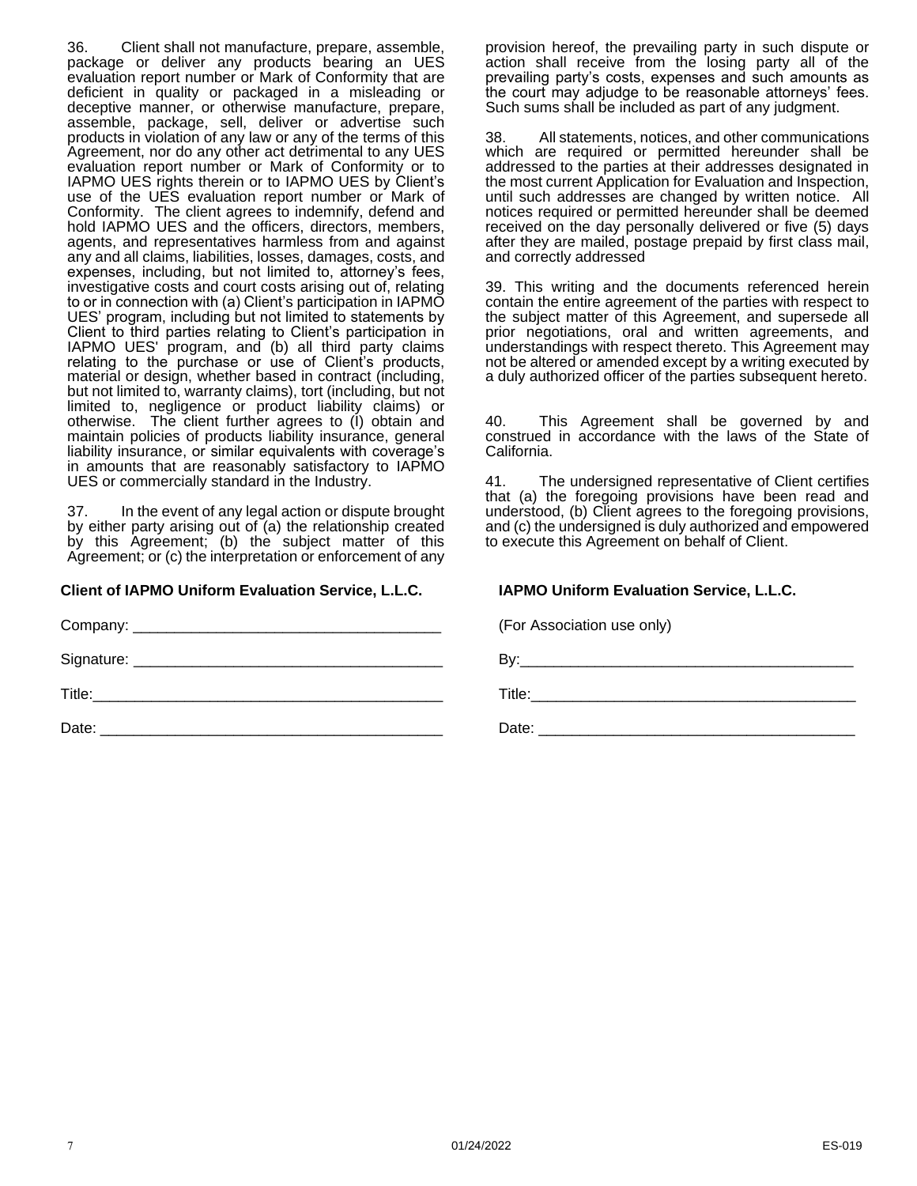36. Client shall not manufacture, prepare, assemble, package or deliver any products bearing an UES evaluation report number or Mark of Conformity that are deficient in quality or packaged in a misleading or deceptive manner, or otherwise manufacture, prepare, assemble, package, sell, deliver or advertise such products in violation of any law or any of the terms of this Agreement, nor do any other act detrimental to any UES evaluation report number or Mark of Conformity or to IAPMO UES rights therein or to IAPMO UES by Client's use of the UES evaluation report number or Mark of Conformity. The client agrees to indemnify, defend and hold IAPMO UES and the officers, directors, members, agents, and representatives harmless from and against any and all claims, liabilities, losses, damages, costs, and expenses, including, but not limited to, attorney's fees, investigative costs and court costs arising out of, relating to or in connection with (a) Client's participation in IAPMO UES' program, including but not limited to statements by Client to third parties relating to Client's participation in IAPMO UES' program, and (b) all third party claims relating to the purchase or use of Client's products, material or design, whether based in contract (including, but not limited to, warranty claims), tort (including, but not limited to, negligence or product liability claims) or otherwise. The client further agrees to (I) obtain and maintain policies of products liability insurance, general liability insurance, or similar equivalents with coverage's in amounts that are reasonably satisfactory to IAPMO UES or commercially standard in the Industry.

37. In the event of any legal action or dispute brought by either party arising out of (a) the relationship created by this Agreement; (b) the subject matter of this Agreement; or (c) the interpretation or enforcement of any provision hereof, the prevailing party in such dispute or action shall receive from the losing party all of the prevailing party's costs, expenses and such amounts as the court may adjudge to be reasonable attorneys' fees. Such sums shall be included as part of any judgment.

38. All statements, notices, and other communications which are required or permitted hereunder shall be addressed to the parties at their addresses designated in the most current Application for Evaluation and Inspection, until such addresses are changed by written notice. All notices required or permitted hereunder shall be deemed received on the day personally delivered or five (5) days after they are mailed, postage prepaid by first class mail, and correctly addressed

39. This writing and the documents referenced herein contain the entire agreement of the parties with respect to the subject matter of this Agreement, and supersede all prior negotiations, oral and written agreements, and understandings with respect thereto. This Agreement may not be altered or amended except by a writing executed by a duly authorized officer of the parties subsequent hereto.

40. This Agreement shall be governed by and construed in accordance with the laws of the State of California.

41. The undersigned representative of Client certifies that (a) the foregoing provisions have been read and understood, (b) Client agrees to the foregoing provisions, and (c) the undersigned is duly authorized and empowered to execute this Agreement on behalf of Client.

**Client of IAPMO Uniform Evaluation Service, L.L.C.**

Company: _____________________________________

Signature: _____________________________________

Title:__________________________________________

Date: _________________________________________

**IAPMO Uniform Evaluation Service, L.L.C.**

(For Association use only)

By:___________________________________________

Title:_________________________________________

Date: _________________________________________